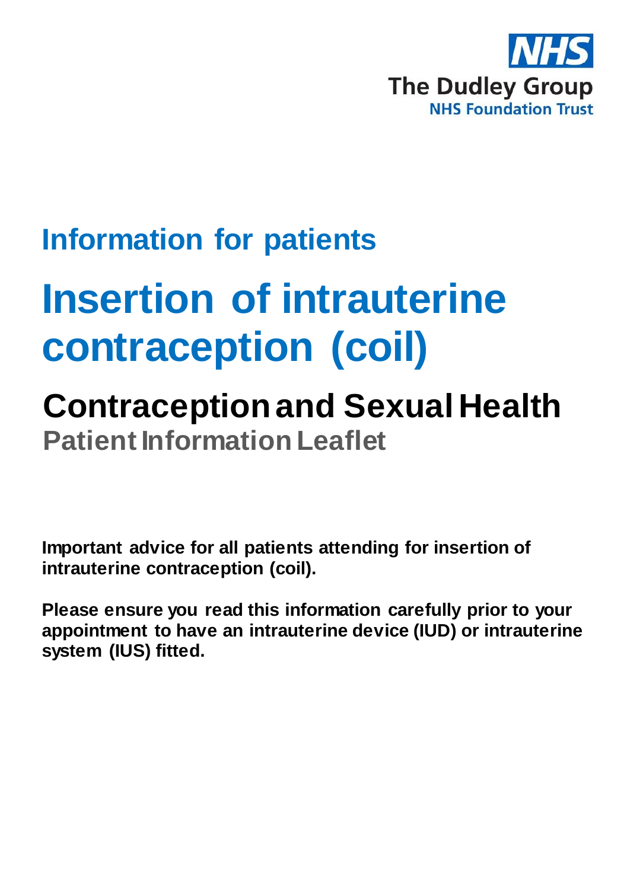NHS

The Dudley Group
NHS Foundation Trust

## Information for patients

# Insertion of intrauterine contraception (coil)

## Contraception and Sexual Health

### Patient Information Leaflet

**Important advice for all patients attending for insertion of intrauterine contraception (coil).**

**Please ensure you read this information carefully prior to your appointment to have an intrauterine device (IUD) or intrauterine system (IUS) fitted.**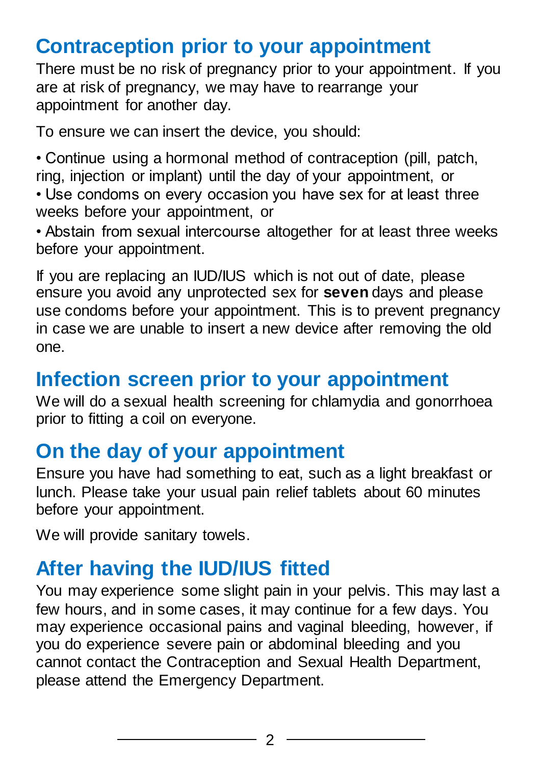## Contraception prior to your appointment

There must be no risk of pregnancy prior to your appointment. If you are at risk of pregnancy, we may have to rearrange your appointment for another day.

To ensure we can insert the device, you should:

- Continue using a hormonal method of contraception (pill, patch, ring, injection or implant) until the day of your appointment, or
- Use condoms on every occasion you have sex for at least three weeks before your appointment, or
- Abstain from sexual intercourse altogether for at least three weeks before your appointment.

If you are replacing an IUD/IUS which is not out of date, please ensure you avoid any unprotected sex for **seven** days and please use condoms before your appointment. This is to prevent pregnancy in case we are unable to insert a new device after removing the old one.

## Infection screen prior to your appointment

We will do a sexual health screening for chlamydia and gonorrhoea prior to fitting a coil on everyone.

## On the day of your appointment

Ensure you have had something to eat, such as a light breakfast or lunch. Please take your usual pain relief tablets about 60 minutes before your appointment.

We will provide sanitary towels.

## After having the IUD/IUS fitted

You may experience some slight pain in your pelvis. This may last a few hours, and in some cases, it may continue for a few days. You may experience occasional pains and vaginal bleeding, however, if you do experience severe pain or abdominal bleeding and you cannot contact the Contraception and Sexual Health Department, please attend the Emergency Department.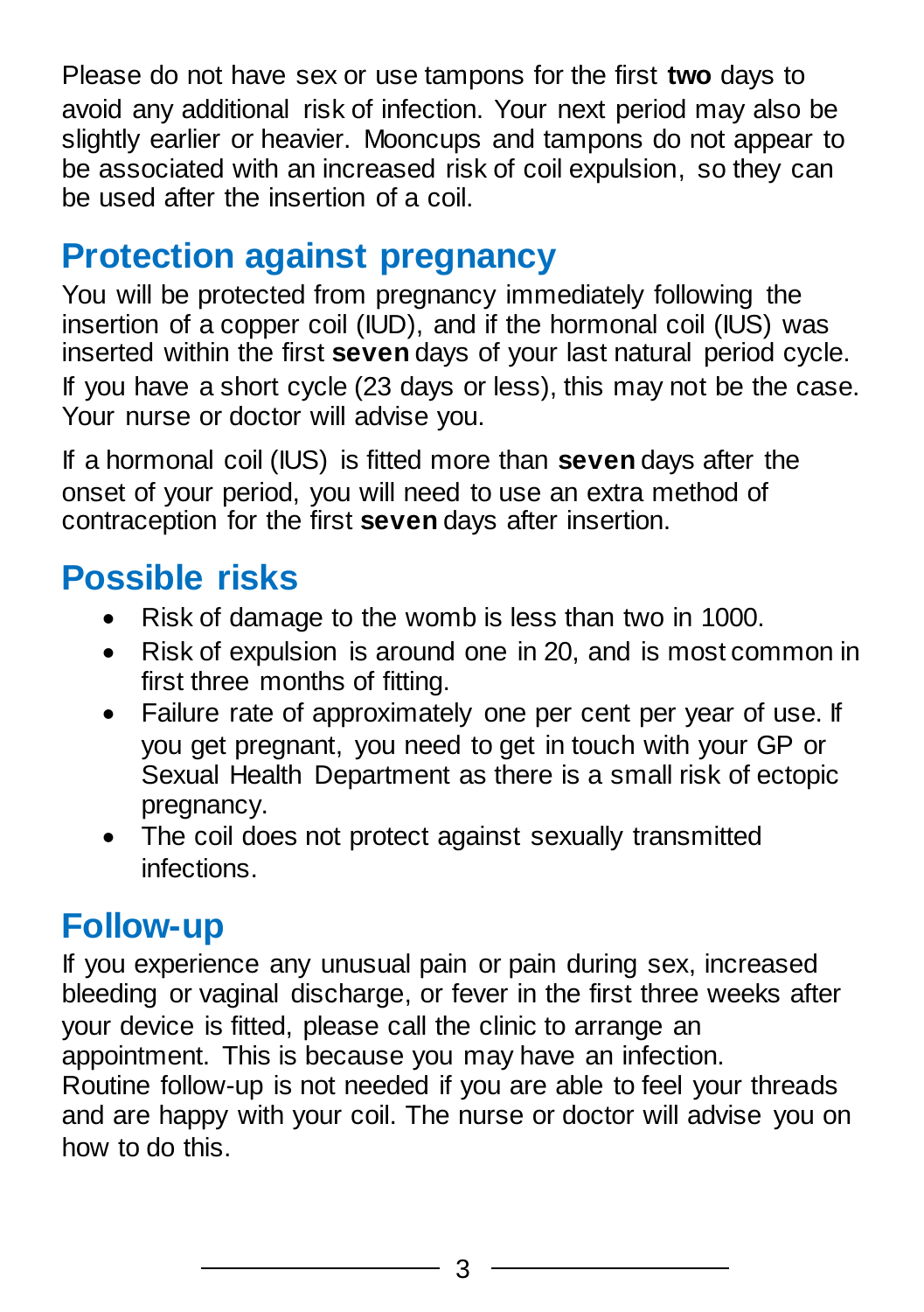Please do not have sex or use tampons for the first **two** days to avoid any additional risk of infection. Your next period may also be slightly earlier or heavier. Mooncups and tampons do not appear to be associated with an increased risk of coil expulsion, so they can be used after the insertion of a coil.

## Protection against pregnancy

You will be protected from pregnancy immediately following the insertion of a copper coil (IUD), and if the hormonal coil (IUS) was inserted within the first **seven** days of your last natural period cycle. If you have a short cycle (23 days or less), this may not be the case. Your nurse or doctor will advise you.

If a hormonal coil (IUS) is fitted more than **seven** days after the onset of your period, you will need to use an extra method of contraception for the first **seven** days after insertion.

## Possible risks

- Risk of damage to the womb is less than two in 1000.
- Risk of expulsion is around one in 20, and is most common in first three months of fitting.
- Failure rate of approximately one per cent per year of use. If you get pregnant, you need to get in touch with your GP or Sexual Health Department as there is a small risk of ectopic pregnancy.
- The coil does not protect against sexually transmitted infections.

## Follow-up

If you experience any unusual pain or pain during sex, increased bleeding or vaginal discharge, or fever in the first three weeks after your device is fitted, please call the clinic to arrange an appointment. This is because you may have an infection.
Routine follow-up is not needed if you are able to feel your threads and are happy with your coil. The nurse or doctor will advise you on how to do this.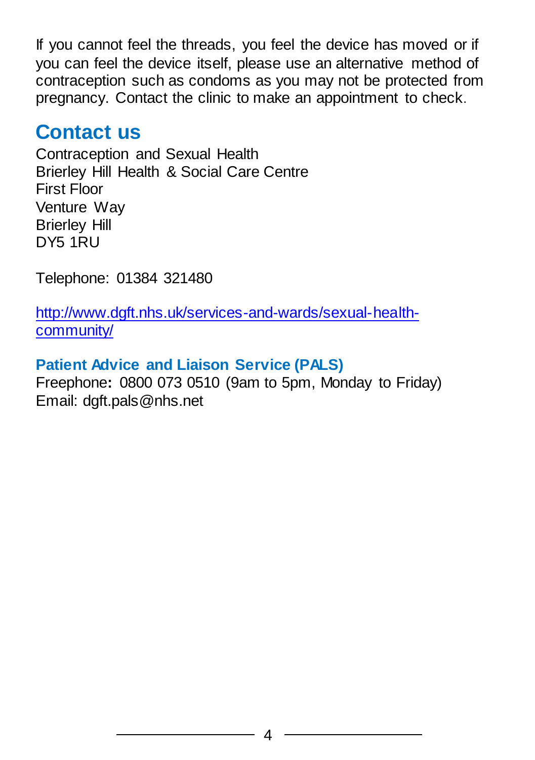If you cannot feel the threads, you feel the device has moved or if you can feel the device itself, please use an alternative method of contraception such as condoms as you may not be protected from pregnancy. Contact the clinic to make an appointment to check.

## Contact us

Contraception and Sexual Health
Brierley Hill Health & Social Care Centre
First Floor
Venture Way
Brierley Hill
DY5 1RU

Telephone: 01384 321480

[http://www.dgft.nhs.uk/services-and-wards/sexual-health-community/](http://www.dgft.nhs.uk/services-and-wards/sexual-health-community/)

**Patient Advice and Liaison Service (PALS)**
Freephone**:** 0800 073 0510 (9am to 5pm, Monday to Friday)
Email: dgft.pals@nhs.net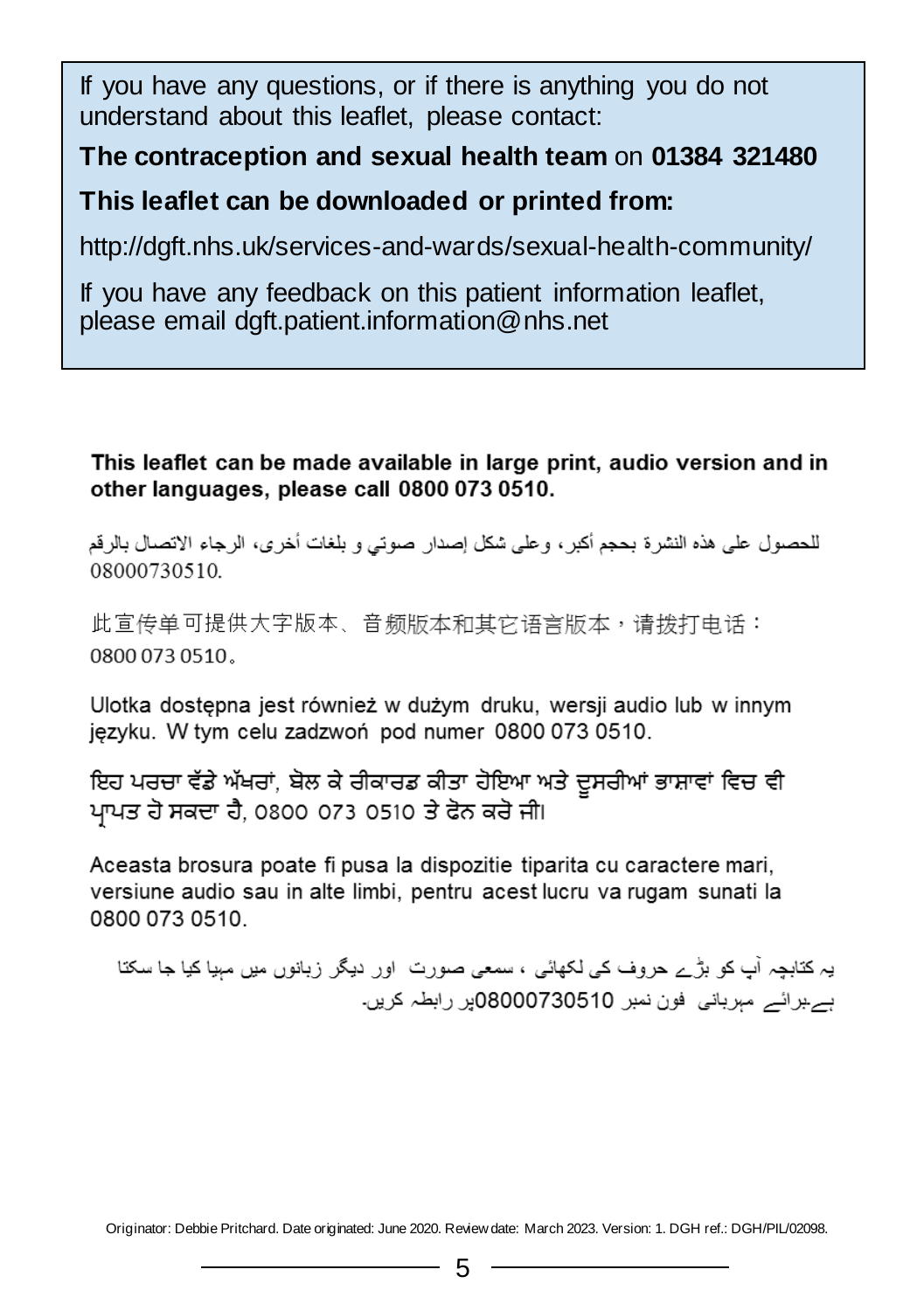If you have any questions, or if there is anything you do not understand about this leaflet, please contact:

**The contraception and sexual health team** on **01384 321480**

**This leaflet can be downloaded or printed from:**

http://dgft.nhs.uk/services-and-wards/sexual-health-community/

If you have any feedback on this patient information leaflet, please email dgft.patient.information@nhs.net

**This leaflet can be made available in large print, audio version and in other languages, please call 0800 073 0510.**

للحصول على هذه النشرة بحجم أكبر، وعلى شكل إصدار صوتي و بلغات أخرى، الرجاء الاتصال بالرقم 08000730510.

此宣传单可提供大字版本、音频版本和其它语言版本，请拨打电话：0800 073 0510。

Ulotka dostępna jest również w dużym druku, wersji audio lub w innym języku. W tym celu zadzwoń pod numer 0800 073 0510.

ਇਹ ਪਰਚਾ ਵੱਡੇ ਅੱਖਰਾਂ, ਬੋਲ ਕੇ ਰੀਕਾਰਡ ਕੀਤਾ ਹੋਇਆ ਅਤੇ ਦੂਸਰੀਆਂ ਭਾਸ਼ਾਵਾਂ ਵਿਚ ਵੀ ਪ੍ਰਾਪਤ ਹੋ ਸਕਦਾ ਹੈ, 0800 073 0510 ਤੇ ਫੋਨ ਕਰੋ ਜੀ।

Aceasta brosura poate fi pusa la dispozitie tiparita cu caractere mari, versiune audio sau in alte limbi, pentru acest lucru va rugam sunati la 0800 073 0510.

یہ کتابچہ آپ کو بڑے حروف کی لکھائی ، سمعی صورت اور دیگر زبانوں میں مہیا کیا جا سکتا ہےبرائے مہربانی فون نمبر 08000730510پر رابطہ کریں۔

Originator: Debbie Pritchard. Date originated: June 2020. Review date: March 2023. Version: 1. DGH ref.: DGH/PIL/02098.